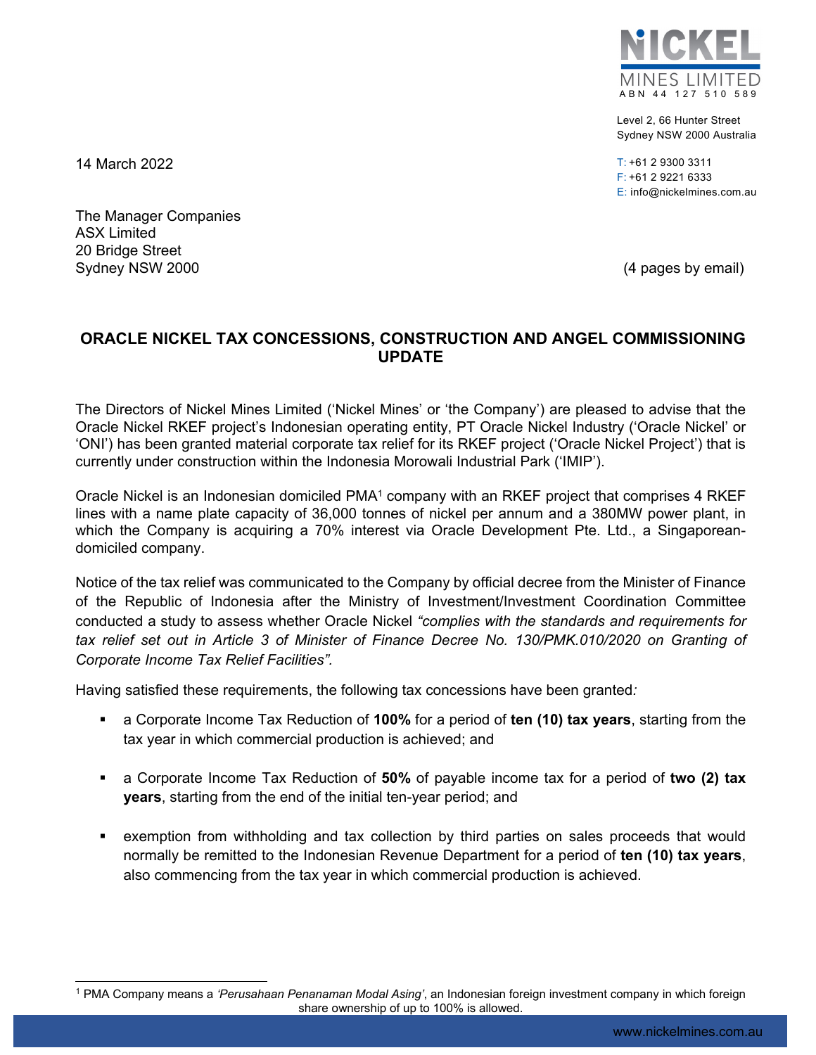NICKEL MINES LIMITED
ABN 44 127 510 589

Level 2, 66 Hunter Street
Sydney NSW 2000 Australia

T: +61 2 9300 3311
F: +61 2 9221 6333
E: info@nickelmines.com.au

14 March 2022

The Manager Companies
ASX Limited
20 Bridge Street
Sydney NSW 2000

(4 pages by email)

## ORACLE NICKEL TAX CONCESSIONS, CONSTRUCTION AND ANGEL COMMISSIONING UPDATE

The Directors of Nickel Mines Limited ('Nickel Mines' or 'the Company') are pleased to advise that the Oracle Nickel RKEF project's Indonesian operating entity, PT Oracle Nickel Industry ('Oracle Nickel' or 'ONI') has been granted material corporate tax relief for its RKEF project ('Oracle Nickel Project') that is currently under construction within the Indonesia Morowali Industrial Park ('IMIP').

Oracle Nickel is an Indonesian domiciled PMA[1] company with an RKEF project that comprises 4 RKEF lines with a name plate capacity of 36,000 tonnes of nickel per annum and a 380MW power plant, in which the Company is acquiring a 70% interest via Oracle Development Pte. Ltd., a Singaporean-domiciled company.

Notice of the tax relief was communicated to the Company by official decree from the Minister of Finance of the Republic of Indonesia after the Ministry of Investment/Investment Coordination Committee conducted a study to assess whether Oracle Nickel *"complies with the standards and requirements for tax relief set out in Article 3 of Minister of Finance Decree No. 130/PMK.010/2020 on Granting of Corporate Income Tax Relief Facilities".*

Having satisfied these requirements, the following tax concessions have been granted*:*

- a Corporate Income Tax Reduction of **100%** for a period of **ten (10) tax years**, starting from the tax year in which commercial production is achieved; and
- a Corporate Income Tax Reduction of **50%** of payable income tax for a period of **two (2) tax years**, starting from the end of the initial ten-year period; and
- exemption from withholding and tax collection by third parties on sales proceeds that would normally be remitted to the Indonesian Revenue Department for a period of **ten (10) tax years**, also commencing from the tax year in which commercial production is achieved.

[1] PMA Company means a *'Perusahaan Penanaman Modal Asing'*, an Indonesian foreign investment company in which foreign share ownership of up to 100% is allowed.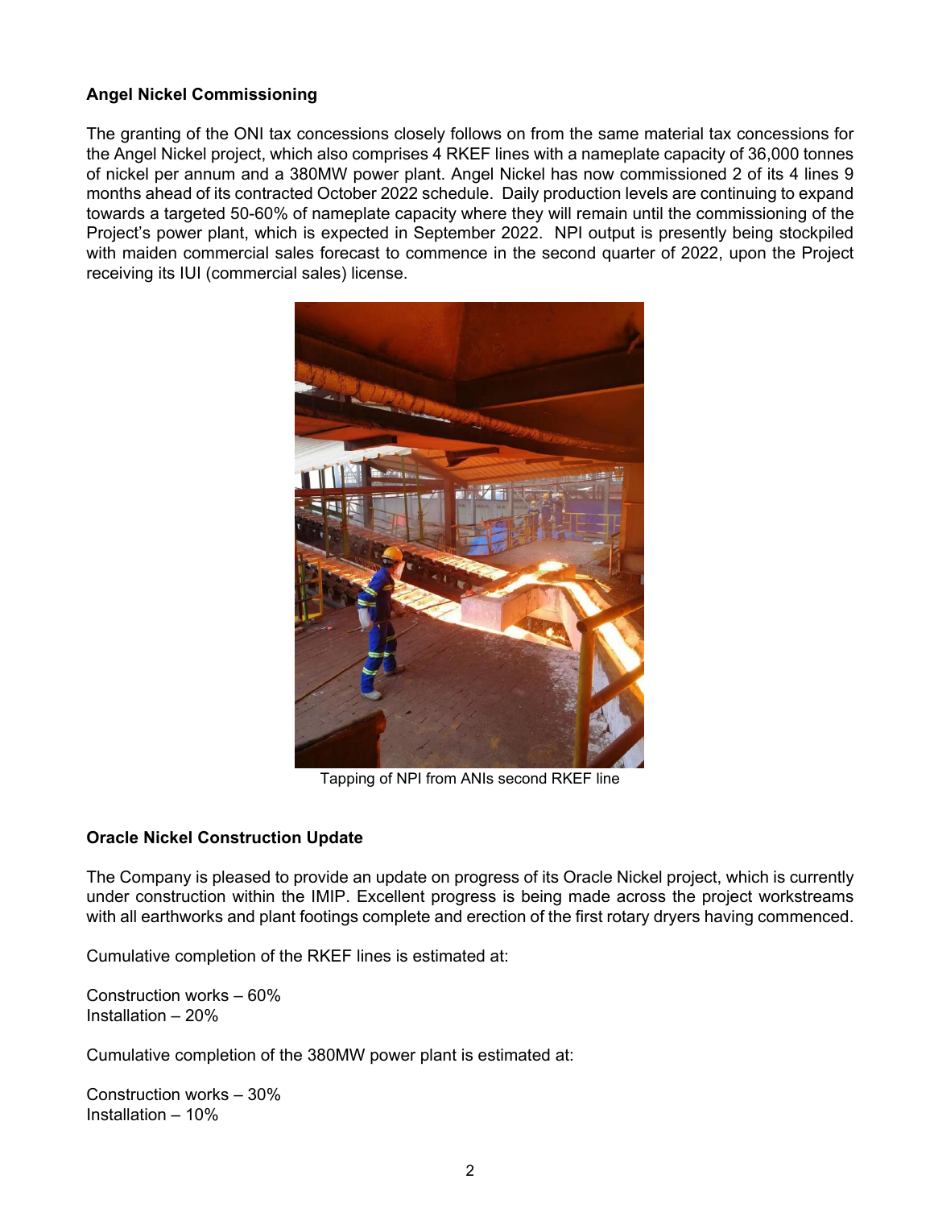**Angel Nickel Commissioning**

The granting of the ONI tax concessions closely follows on from the same material tax concessions for the Angel Nickel project, which also comprises 4 RKEF lines with a nameplate capacity of 36,000 tonnes of nickel per annum and a 380MW power plant. Angel Nickel has now commissioned 2 of its 4 lines 9 months ahead of its contracted October 2022 schedule. Daily production levels are continuing to expand towards a targeted 50-60% of nameplate capacity where they will remain until the commissioning of the Project's power plant, which is expected in September 2022. NPI output is presently being stockpiled with maiden commercial sales forecast to commence in the second quarter of 2022, upon the Project receiving its IUI (commercial sales) license.

Tapping of NPI from ANIs second RKEF line

**Oracle Nickel Construction Update**

The Company is pleased to provide an update on progress of its Oracle Nickel project, which is currently under construction within the IMIP. Excellent progress is being made across the project workstreams with all earthworks and plant footings complete and erection of the first rotary dryers having commenced.

Cumulative completion of the RKEF lines is estimated at:

Construction works – 60%
Installation – 20%

Cumulative completion of the 380MW power plant is estimated at:

Construction works – 30%
Installation – 10%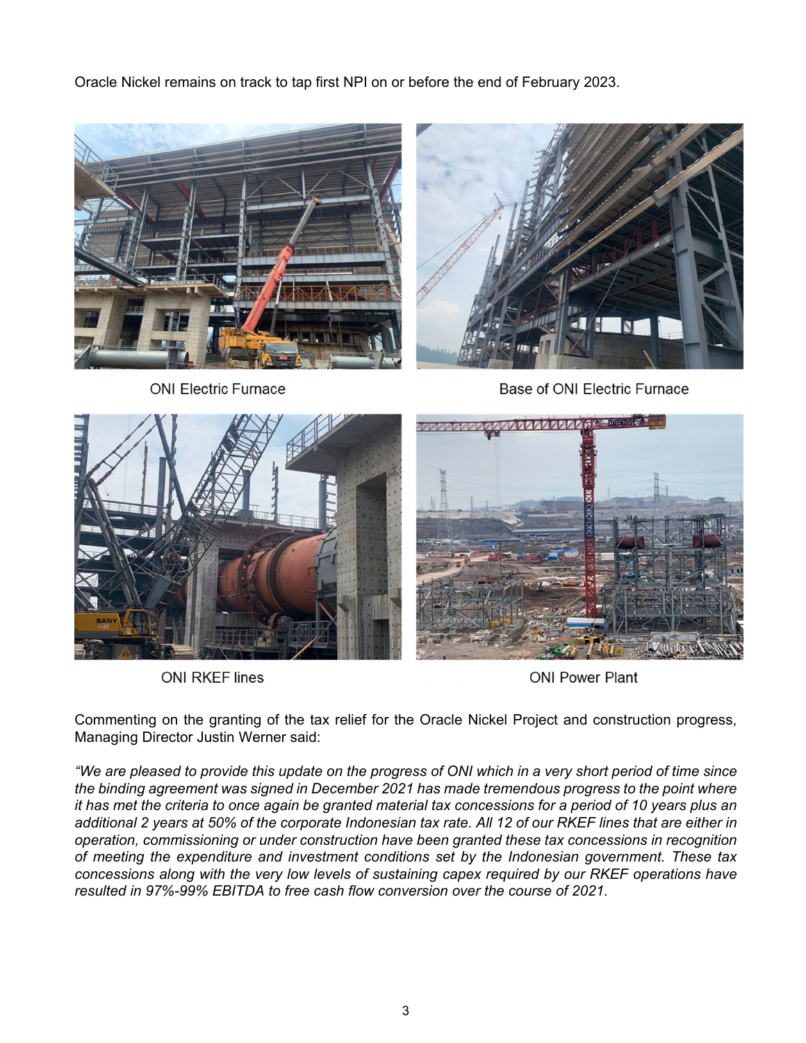Oracle Nickel remains on track to tap first NPI on or before the end of February 2023.

ONI Electric Furnace

Base of ONI Electric Furnace

ONI RKEF lines

ONI Power Plant

Commenting on the granting of the tax relief for the Oracle Nickel Project and construction progress, Managing Director Justin Werner said:

*"We are pleased to provide this update on the progress of ONI which in a very short period of time since the binding agreement was signed in December 2021 has made tremendous progress to the point where it has met the criteria to once again be granted material tax concessions for a period of 10 years plus an additional 2 years at 50% of the corporate Indonesian tax rate. All 12 of our RKEF lines that are either in operation, commissioning or under construction have been granted these tax concessions in recognition of meeting the expenditure and investment conditions set by the Indonesian government. These tax concessions along with the very low levels of sustaining capex required by our RKEF operations have resulted in 97%-99% EBITDA to free cash flow conversion over the course of 2021.*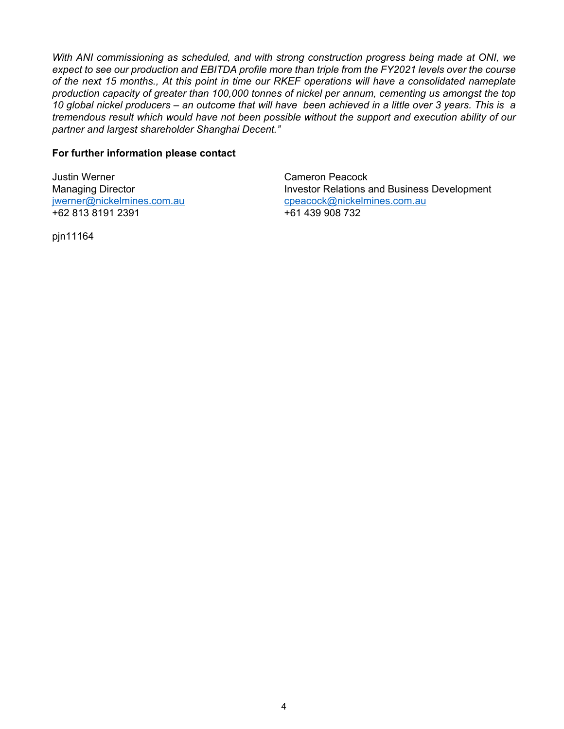*With ANI commissioning as scheduled, and with strong construction progress being made at ONI, we expect to see our production and EBITDA profile more than triple from the FY2021 levels over the course of the next 15 months., At this point in time our RKEF operations will have a consolidated nameplate production capacity of greater than 100,000 tonnes of nickel per annum, cementing us amongst the top 10 global nickel producers – an outcome that will have been achieved in a little over 3 years. This is a tremendous result which would have not been possible without the support and execution ability of our partner and largest shareholder Shanghai Decent."*

**For further information please contact**

Justin Werner
Managing Director
jwerner@nickelmines.com.au
+62 813 8191 2391

Cameron Peacock
Investor Relations and Business Development
cpeacock@nickelmines.com.au
+61 439 908 732

pjn11164